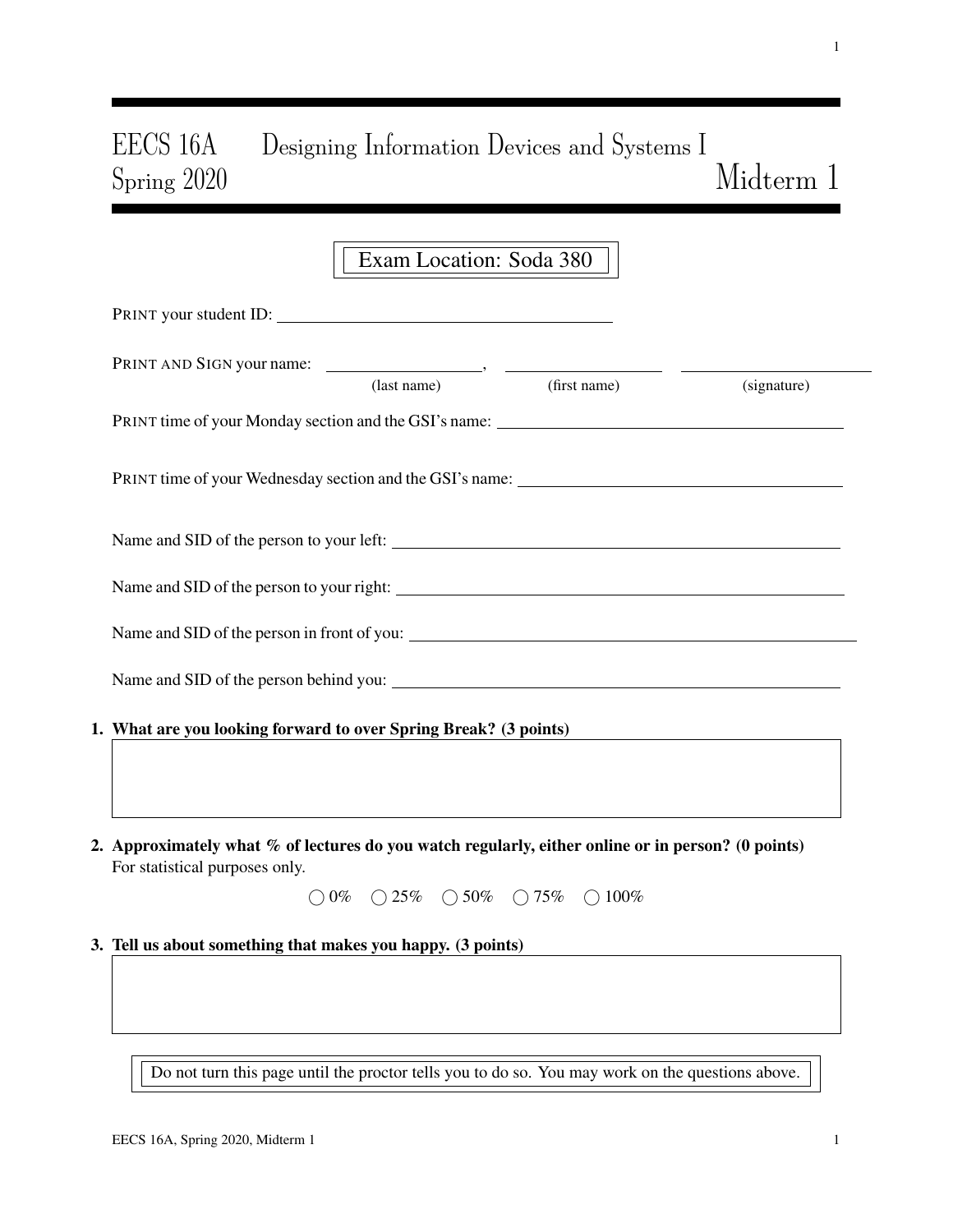# EECS 16A Designing Information Devices and Systems I
## Spring 2020 — Midterm 1

**Exam Location: Soda 380**

PRINT your student ID: \_\_\_\_\_\_\_\_\_\_\_\_\_\_\_\_\_\_\_\_\_\_\_\_\_\_\_\_

PRINT AND SIGN your name: \_\_\_\_\_\_\_\_\_\_\_\_\_\_\_\_, \_\_\_\_\_\_\_\_\_\_\_\_\_\_\_\_ \_\_\_\_\_\_\_\_\_\_\_\_\_\_\_\_

(last name) (first name) (signature)

PRINT time of your Monday section and the GSI's name: \_\_\_\_\_\_\_\_\_\_\_\_\_\_\_\_\_\_\_\_\_\_\_\_\_\_\_\_

PRINT time of your Wednesday section and the GSI's name: \_\_\_\_\_\_\_\_\_\_\_\_\_\_\_\_\_\_\_\_\_\_\_\_\_\_\_\_

Name and SID of the person to your left: \_\_\_\_\_\_\_\_\_\_\_\_\_\_\_\_\_\_\_\_\_\_\_\_\_\_\_\_

Name and SID of the person to your right: \_\_\_\_\_\_\_\_\_\_\_\_\_\_\_\_\_\_\_\_\_\_\_\_\_\_\_\_

Name and SID of the person in front of you: \_\_\_\_\_\_\_\_\_\_\_\_\_\_\_\_\_\_\_\_\_\_\_\_\_\_\_\_

Name and SID of the person behind you: \_\_\_\_\_\_\_\_\_\_\_\_\_\_\_\_\_\_\_\_\_\_\_\_\_\_\_\_

**1. What are you looking forward to over Spring Break? (3 points)**

**2. Approximately what % of lectures do you watch regularly, either online or in person? (0 points)**
For statistical purposes only.

◯ 0% ◯ 25% ◯ 50% ◯ 75% ◯ 100%

**3. Tell us about something that makes you happy. (3 points)**

Do not turn this page until the proctor tells you to do so. You may work on the questions above.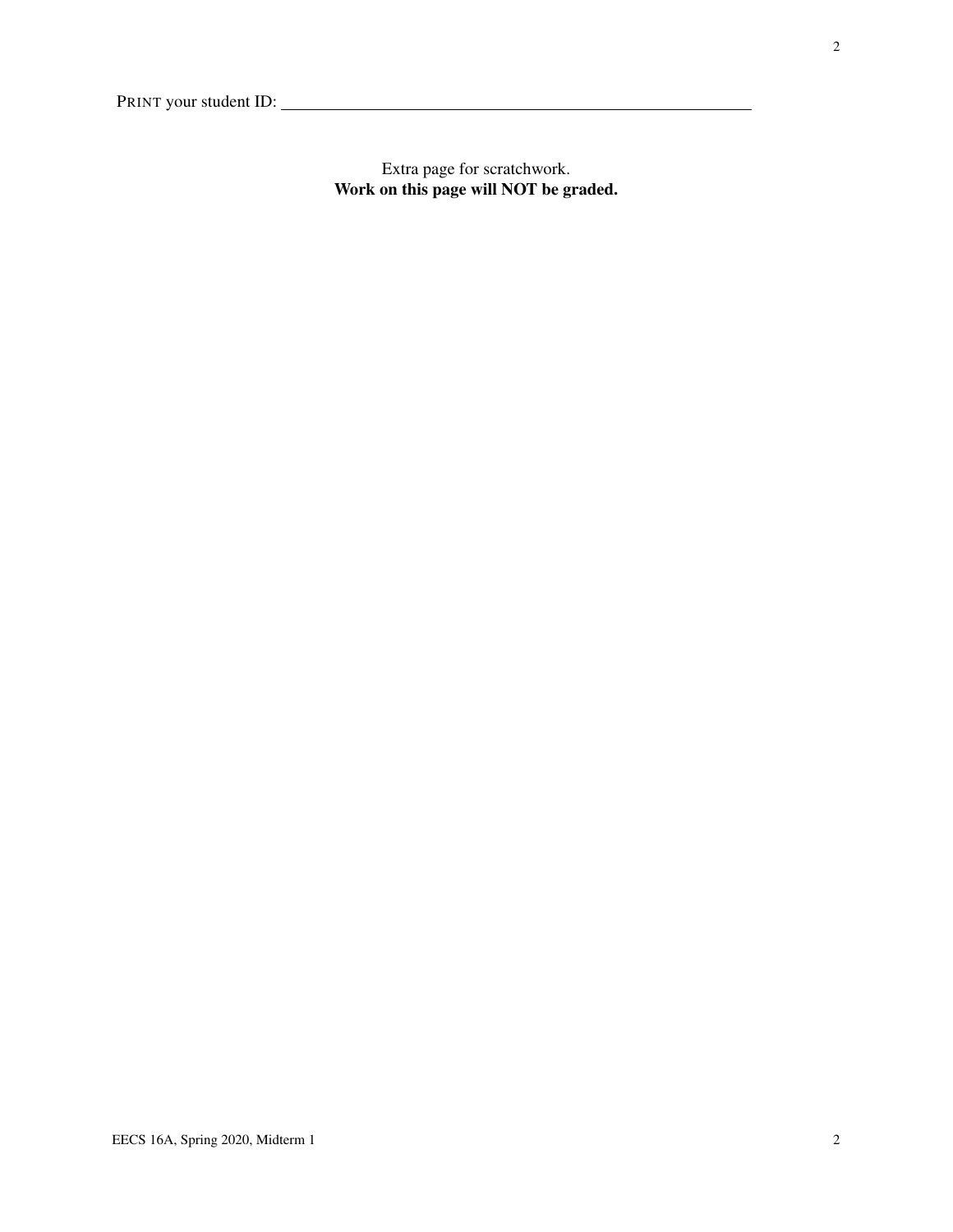PRINT your student ID: ____________________________________________

Extra page for scratchwork.
**Work on this page will NOT be graded.**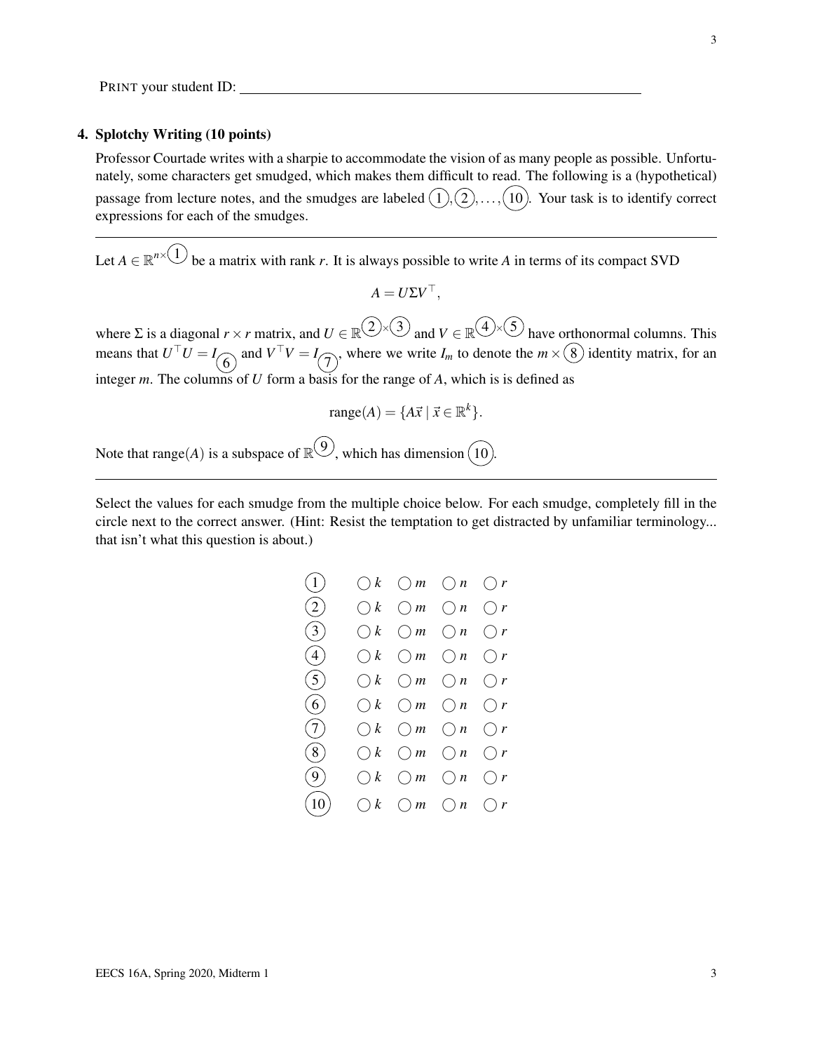PRINT your student ID: ______________________________

### 4. Splotchy Writing (10 points)

Professor Courtade writes with a sharpie to accommodate the vision of as many people as possible. Unfortunately, some characters get smudged, which makes them difficult to read. The following is a (hypothetical) passage from lecture notes, and the smudges are labeled (1), (2), ..., (10). Your task is to identify correct expressions for each of the smudges.

---

Let $A \in \mathbb{R}^{n \times (1)}$ be a matrix with rank $r$. It is always possible to write $A$ in terms of its compact SVD

$$A = U \Sigma V^\top,$$

where $\Sigma$ is a diagonal $r \times r$ matrix, and $U \in \mathbb{R}^{(2) \times (3)}$ and $V \in \mathbb{R}^{(4) \times (5)}$ have orthonormal columns. This means that $U^\top U = I_{(6)}$ and $V^\top V = I_{(7)}$, where we write $I_m$ to denote the $m \times (8)$ identity matrix, for an integer $m$. The columns of $U$ form a basis for the range of $A$, which is is defined as

$$\text{range}(A) = \{A\vec{x} \mid \vec{x} \in \mathbb{R}^k\}.$$

Note that range$(A)$ is a subspace of $\mathbb{R}^{(9)}$, which has dimension (10).

---

Select the values for each smudge from the multiple choice below. For each smudge, completely fill in the circle next to the correct answer. (Hint: Resist the temptation to get distracted by unfamiliar terminology... that isn't what this question is about.)

(1) ◯ $k$ ◯ $m$ ◯ $n$ ◯ $r$

(2) ◯ $k$ ◯ $m$ ◯ $n$ ◯ $r$

(3) ◯ $k$ ◯ $m$ ◯ $n$ ◯ $r$

(4) ◯ $k$ ◯ $m$ ◯ $n$ ◯ $r$

(5) ◯ $k$ ◯ $m$ ◯ $n$ ◯ $r$

(6) ◯ $k$ ◯ $m$ ◯ $n$ ◯ $r$

(7) ◯ $k$ ◯ $m$ ◯ $n$ ◯ $r$

(8) ◯ $k$ ◯ $m$ ◯ $n$ ◯ $r$

(9) ◯ $k$ ◯ $m$ ◯ $n$ ◯ $r$

(10) ◯ $k$ ◯ $m$ ◯ $n$ ◯ $r$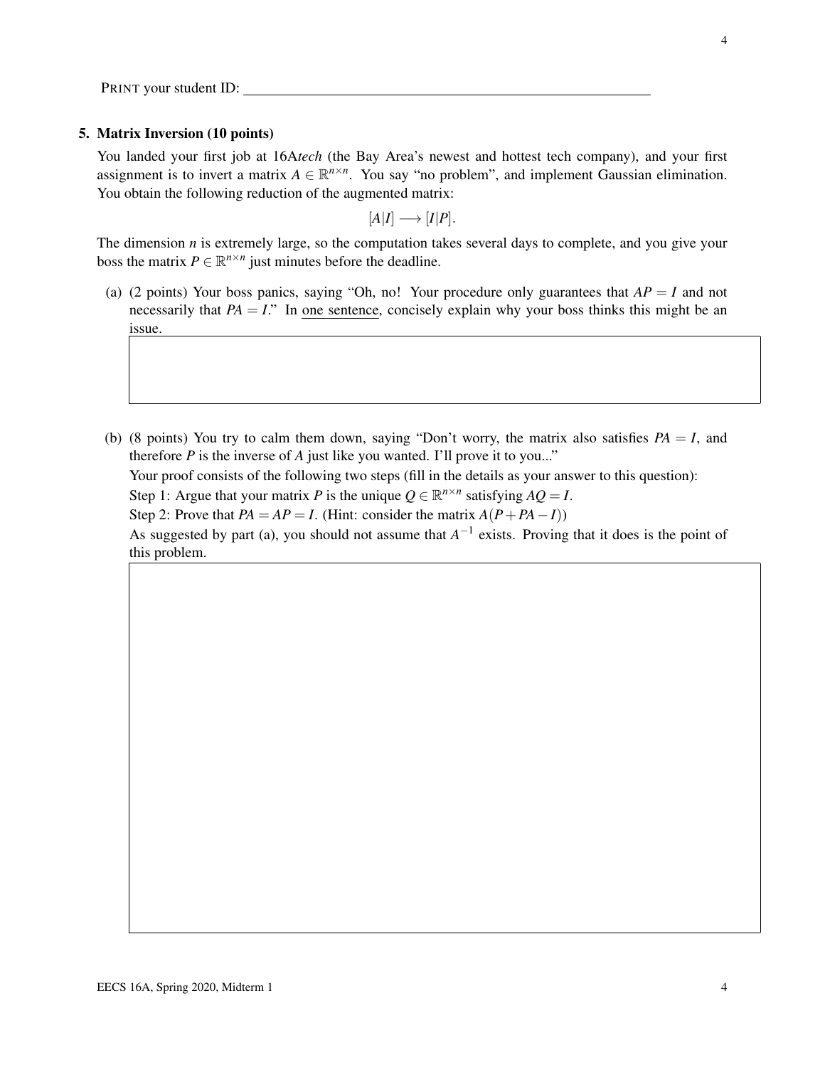PRINT your student ID: \_\_\_\_\_\_\_\_\_\_\_\_\_\_\_\_\_\_\_\_\_\_\_\_\_\_\_\_\_\_\_\_\_\_\_\_\_\_\_\_

## 5. Matrix Inversion (10 points)

You landed your first job at 16A*tech* (the Bay Area's newest and hottest tech company), and your first assignment is to invert a matrix $A \in \mathbb{R}^{n \times n}$. You say "no problem", and implement Gaussian elimination. You obtain the following reduction of the augmented matrix:

$$[A|I] \longrightarrow [I|P].$$

The dimension $n$ is extremely large, so the computation takes several days to complete, and you give your boss the matrix $P \in \mathbb{R}^{n \times n}$ just minutes before the deadline.

(a) (2 points) Your boss panics, saying "Oh, no! Your procedure only guarantees that $AP = I$ and not necessarily that $PA = I$." In <u>one sentence</u>, concisely explain why your boss thinks this might be an issue.

(b) (8 points) You try to calm them down, saying "Don't worry, the matrix also satisfies $PA = I$, and therefore $P$ is the inverse of $A$ just like you wanted. I'll prove it to you..."

Your proof consists of the following two steps (fill in the details as your answer to this question):

Step 1: Argue that your matrix $P$ is the unique $Q \in \mathbb{R}^{n \times n}$ satisfying $AQ = I$.

Step 2: Prove that $PA = AP = I$. (Hint: consider the matrix $A(P + PA - I)$)

As suggested by part (a), you should not assume that $A^{-1}$ exists. Proving that it does is the point of this problem.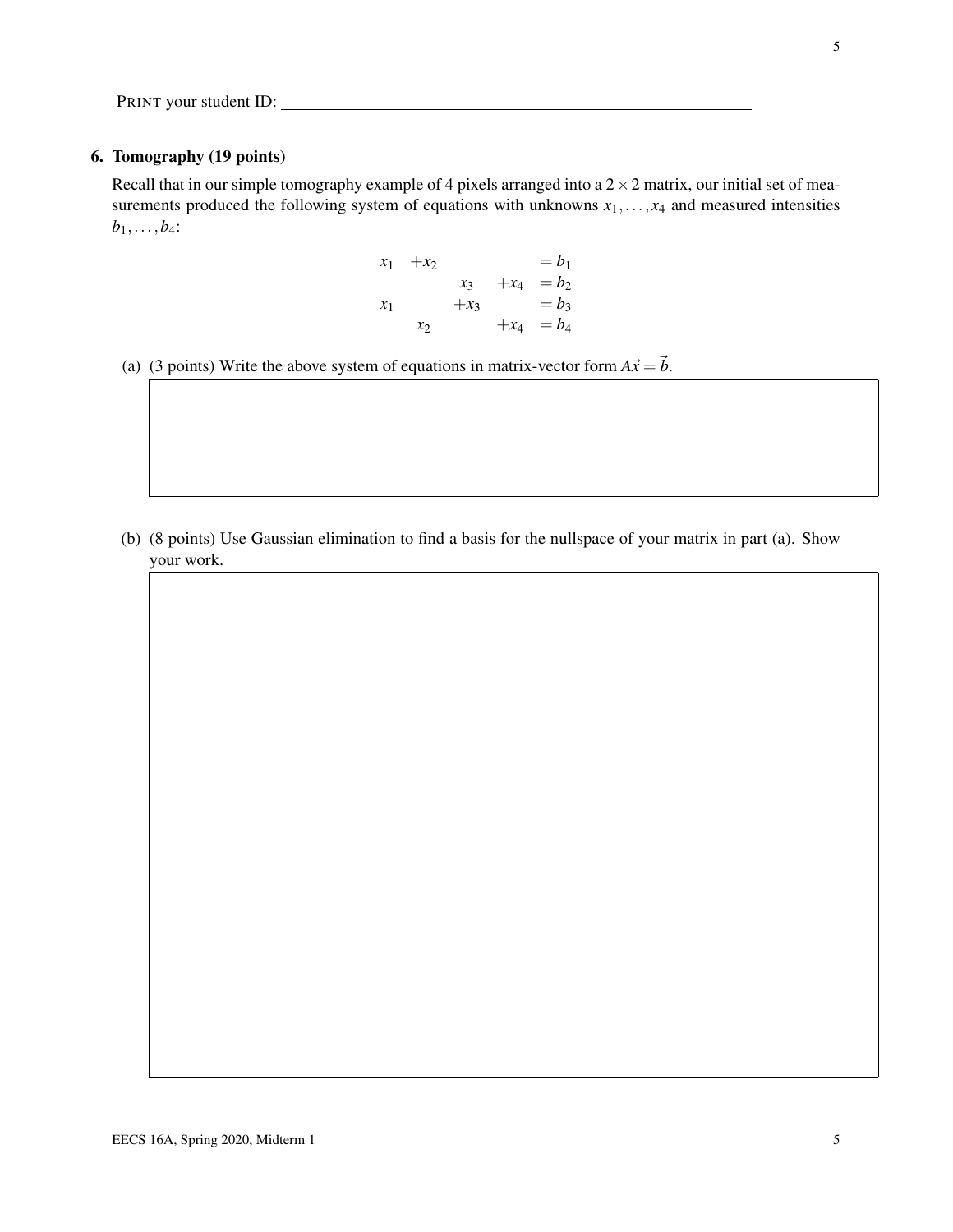PRINT your student ID: \_\_\_\_\_\_\_\_\_\_\_\_\_\_\_\_\_\_\_\_\_\_\_\_\_\_\_\_\_\_\_\_\_\_\_\_\_\_\_\_\_\_

**6. Tomography (19 points)**

Recall that in our simple tomography example of 4 pixels arranged into a $2 \times 2$ matrix, our initial set of measurements produced the following system of equations with unknowns $x_1, \ldots, x_4$ and measured intensities $b_1, \ldots, b_4$:

$$
\begin{aligned}
x_1 \quad + x_2 \qquad\qquad\qquad &= b_1 \\
x_3 \quad + x_4 &= b_2 \\
x_1 \qquad\quad + x_3 \qquad\quad &= b_3 \\
x_2 \qquad\quad + x_4 &= b_4
\end{aligned}
$$

(a) (3 points) Write the above system of equations in matrix-vector form $A\vec{x} = \vec{b}$.

(b) (8 points) Use Gaussian elimination to find a basis for the nullspace of your matrix in part (a). Show your work.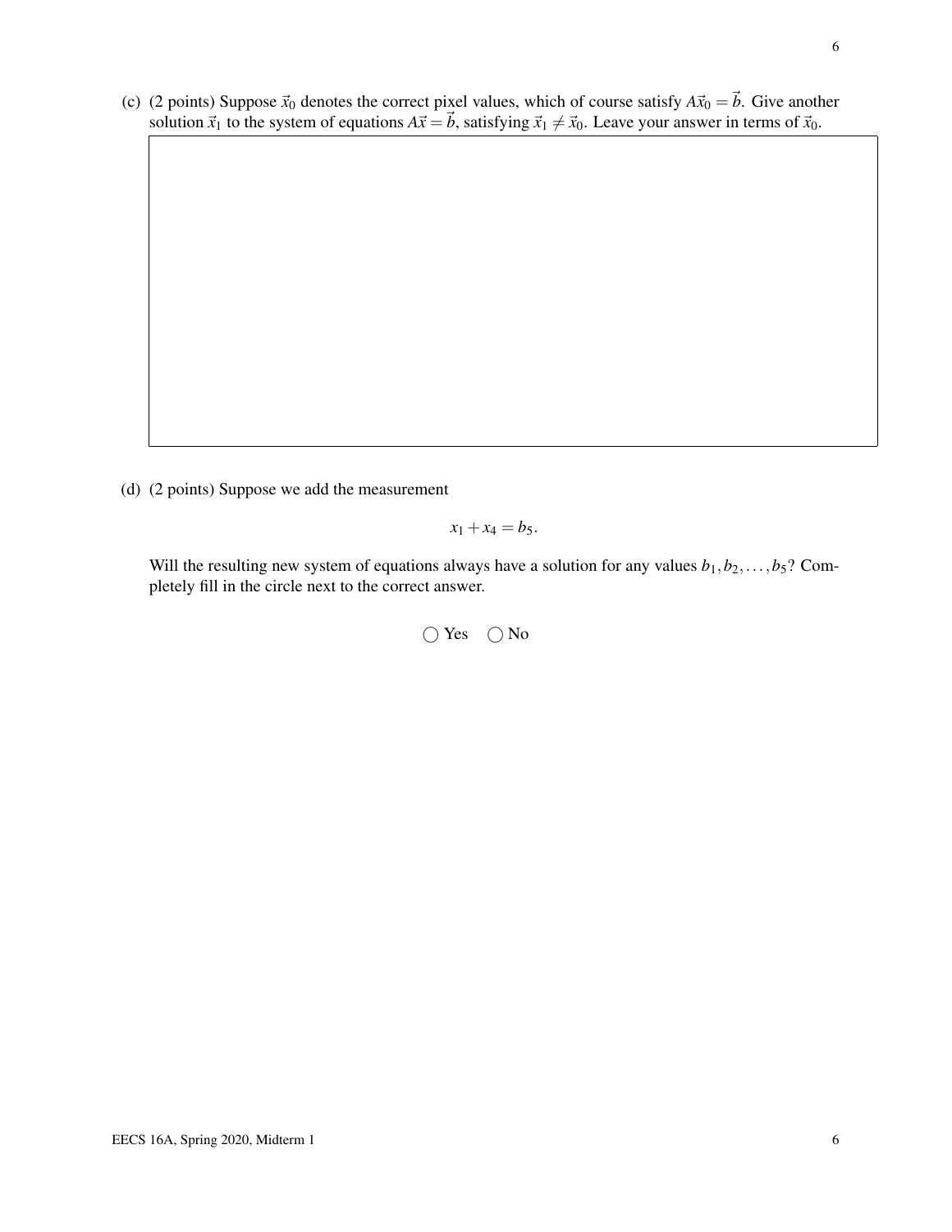(c) (2 points) Suppose $\vec{x}_0$ denotes the correct pixel values, which of course satisfy $A\vec{x}_0 = \vec{b}$. Give another solution $\vec{x}_1$ to the system of equations $A\vec{x} = \vec{b}$, satisfying $\vec{x}_1 \neq \vec{x}_0$. Leave your answer in terms of $\vec{x}_0$.

(d) (2 points) Suppose we add the measurement

$$x_1 + x_4 = b_5.$$

Will the resulting new system of equations always have a solution for any values $b_1, b_2, \ldots, b_5$? Completely fill in the circle next to the correct answer.

◯ Yes ◯ No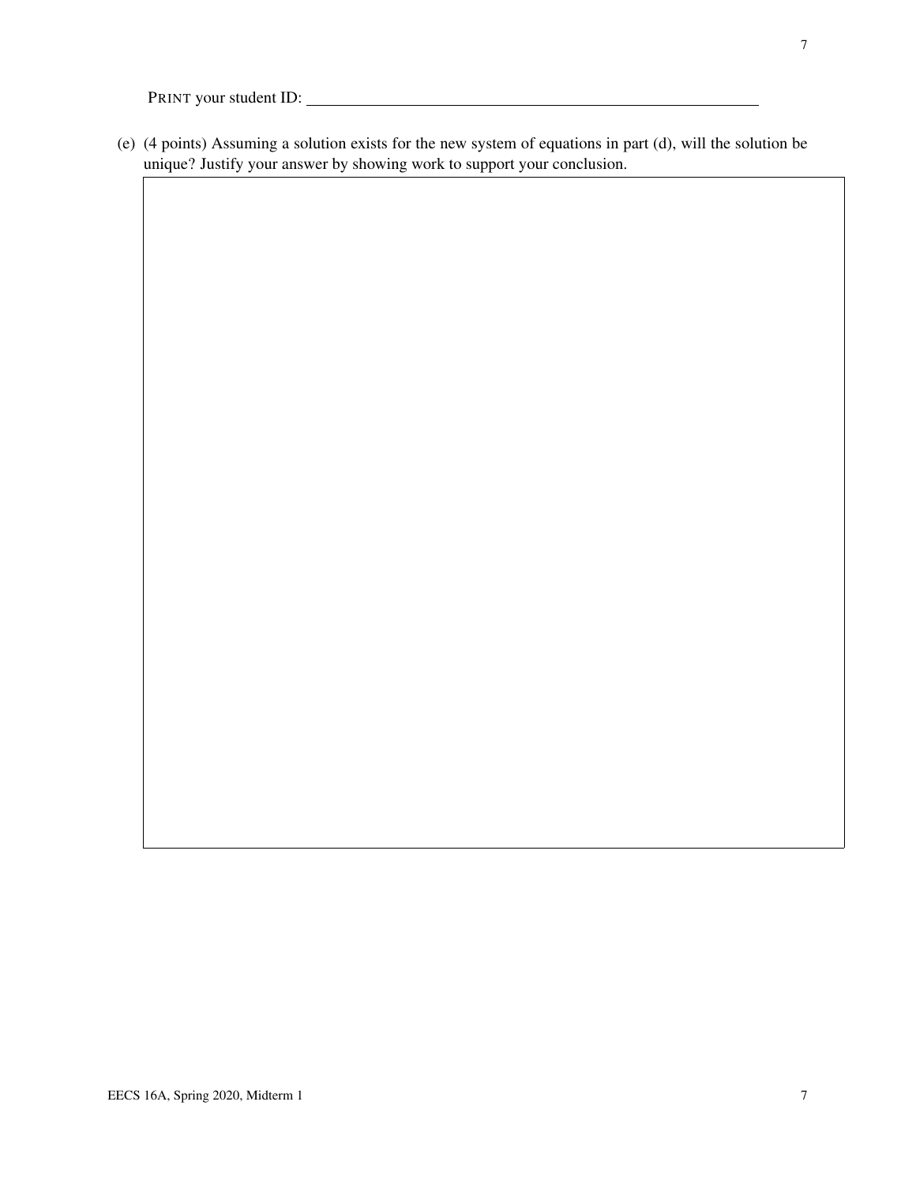PRINT your student ID: ________________________________

(e) (4 points) Assuming a solution exists for the new system of equations in part (d), will the solution be unique? Justify your answer by showing work to support your conclusion.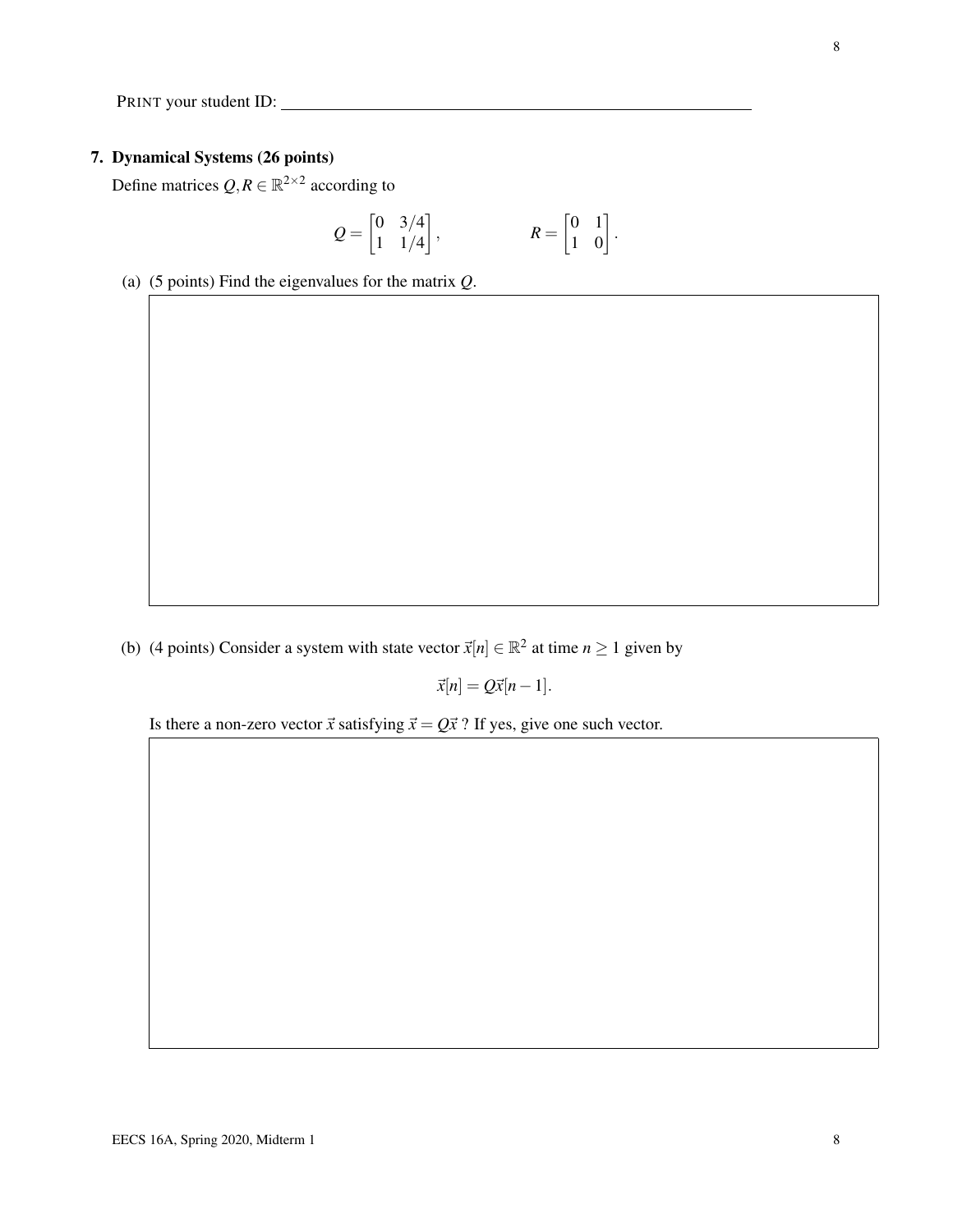PRINT your student ID: \_\_\_\_\_\_\_\_\_\_\_\_\_\_\_\_\_\_\_\_\_\_\_\_\_\_\_\_\_\_\_\_\_\_\_\_\_\_\_\_

## 7. Dynamical Systems (26 points)

Define matrices $Q, R \in \mathbb{R}^{2\times 2}$ according to

$$Q = \begin{bmatrix} 0 & 3/4 \\ 1 & 1/4 \end{bmatrix}, \qquad R = \begin{bmatrix} 0 & 1 \\ 1 & 0 \end{bmatrix}.$$

(a) (5 points) Find the eigenvalues for the matrix $Q$.

(b) (4 points) Consider a system with state vector $\vec{x}[n] \in \mathbb{R}^2$ at time $n \geq 1$ given by

$$\vec{x}[n] = Q\vec{x}[n-1].$$

Is there a non-zero vector $\vec{x}$ satisfying $\vec{x} = Q\vec{x}$ ? If yes, give one such vector.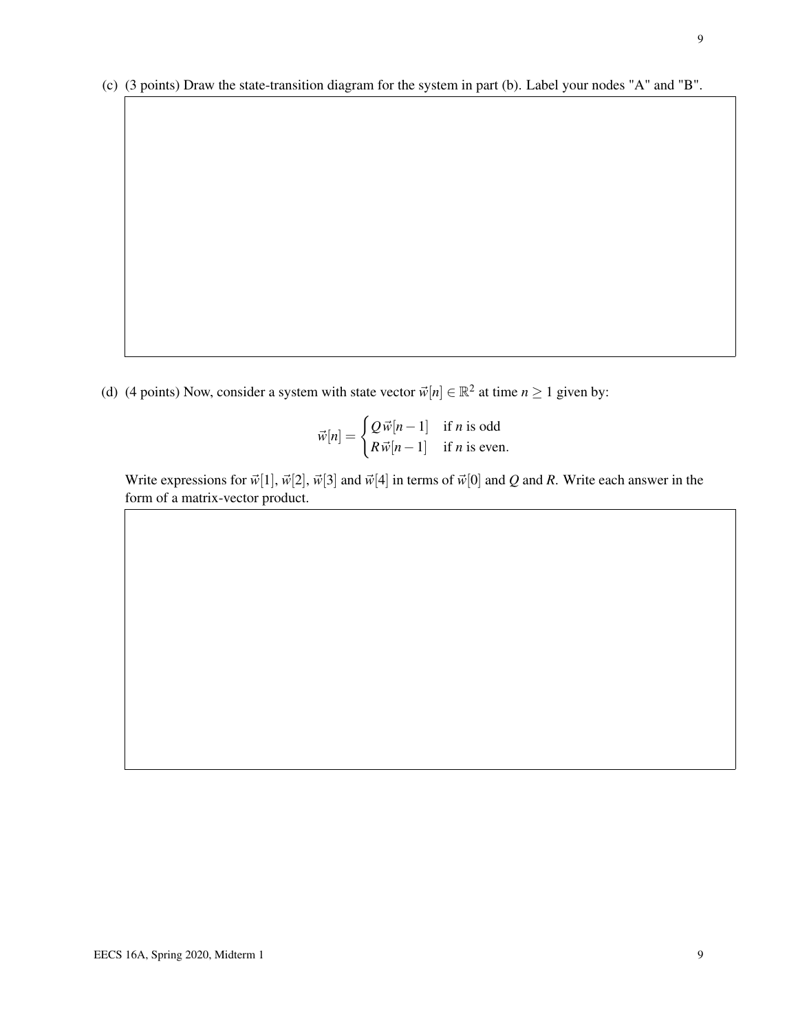(c) (3 points) Draw the state-transition diagram for the system in part (b). Label your nodes "A" and "B".

(d) (4 points) Now, consider a system with state vector $\vec{w}[n] \in \mathbb{R}^2$ at time $n \geq 1$ given by:

$$\vec{w}[n] = \begin{cases} Q\vec{w}[n-1] & \text{if } n \text{ is odd} \\ R\vec{w}[n-1] & \text{if } n \text{ is even.} \end{cases}$$

Write expressions for $\vec{w}[1]$, $\vec{w}[2]$, $\vec{w}[3]$ and $\vec{w}[4]$ in terms of $\vec{w}[0]$ and $Q$ and $R$. Write each answer in the form of a matrix-vector product.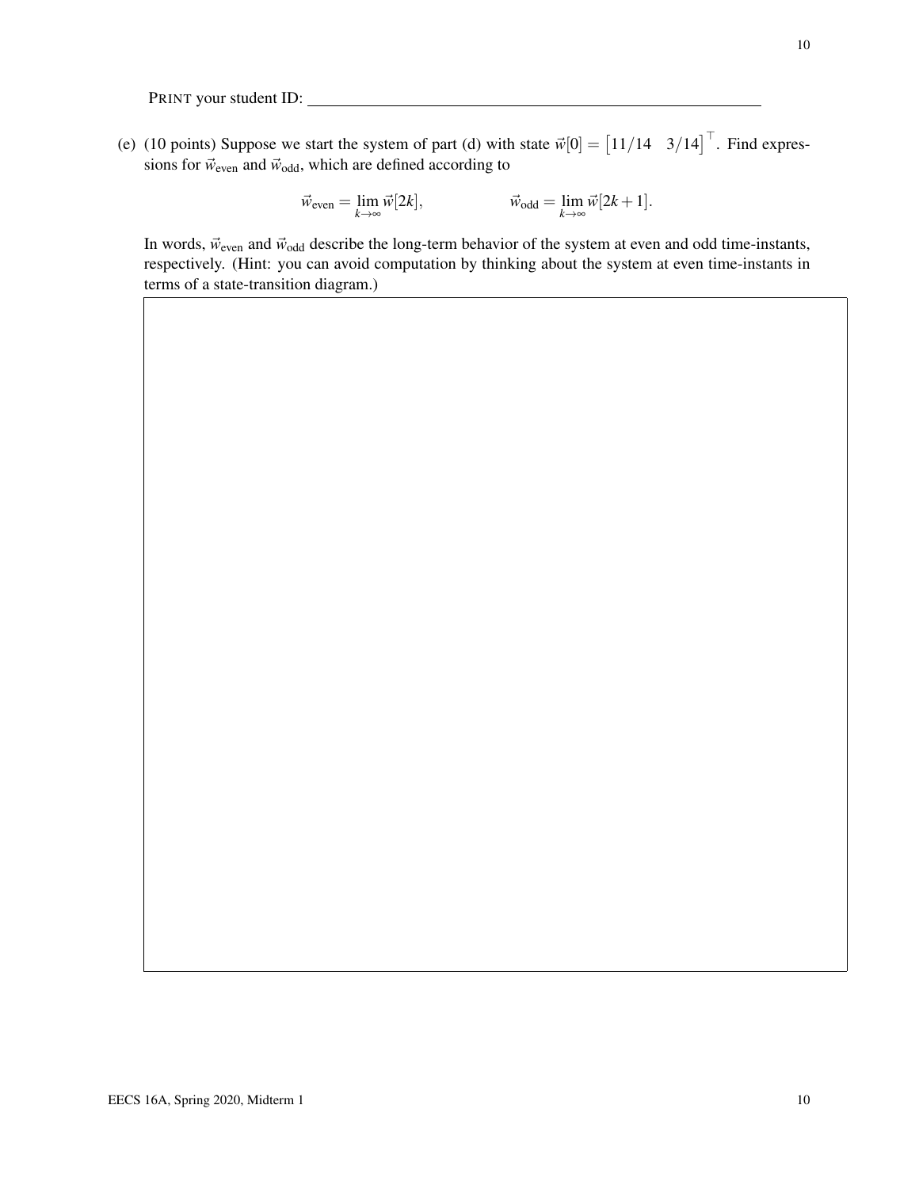PRINT your student ID: ______________________________

(e) (10 points) Suppose we start the system of part (d) with state $\vec{w}[0] = \begin{bmatrix} 11/14 & 3/14 \end{bmatrix}^\top$. Find expressions for $\vec{w}_{\text{even}}$ and $\vec{w}_{\text{odd}}$, which are defined according to

$$\vec{w}_{\text{even}} = \lim_{k\to\infty} \vec{w}[2k], \qquad\qquad \vec{w}_{\text{odd}} = \lim_{k\to\infty} \vec{w}[2k+1].$$

In words, $\vec{w}_{\text{even}}$ and $\vec{w}_{\text{odd}}$ describe the long-term behavior of the system at even and odd time-instants, respectively. (Hint: you can avoid computation by thinking about the system at even time-instants in terms of a state-transition diagram.)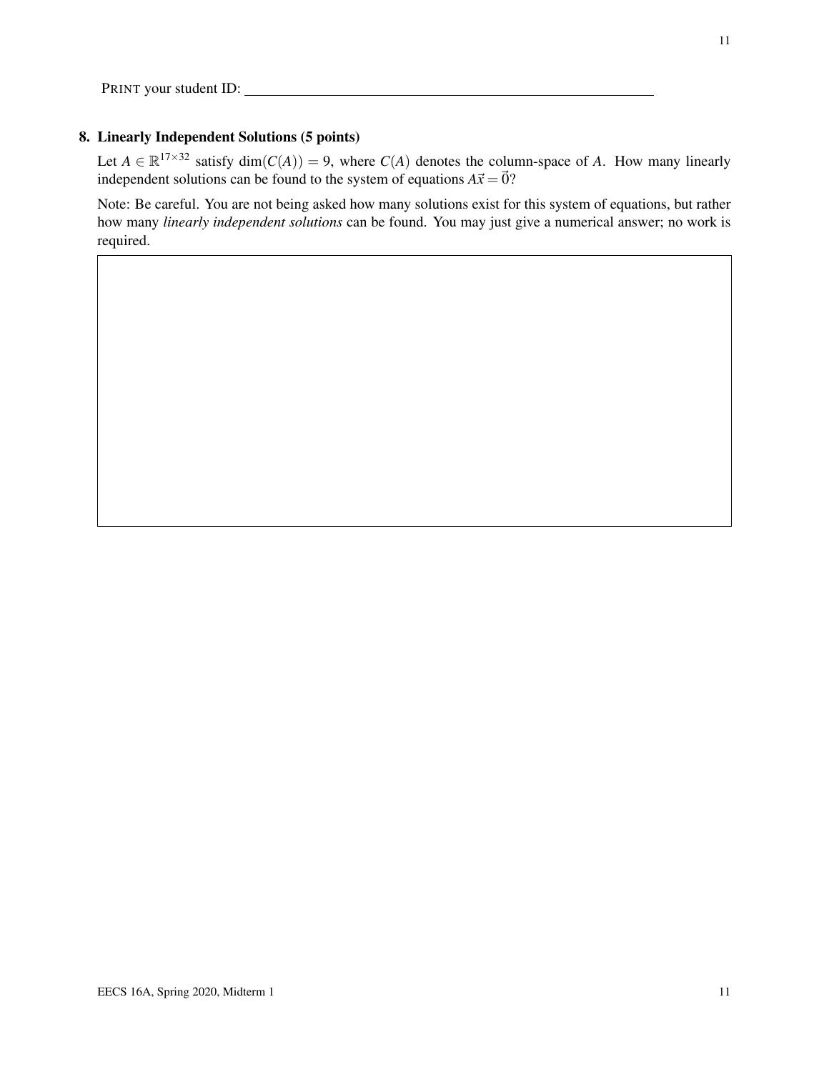PRINT your student ID: ________________________________

## 8. Linearly Independent Solutions (5 points)

Let $A \in \mathbb{R}^{17 \times 32}$ satisfy $\dim(C(A)) = 9$, where $C(A)$ denotes the column-space of $A$. How many linearly independent solutions can be found to the system of equations $A\vec{x} = \vec{0}$?

Note: Be careful. You are not being asked how many solutions exist for this system of equations, but rather how many *linearly independent solutions* can be found. You may just give a numerical answer; no work is required.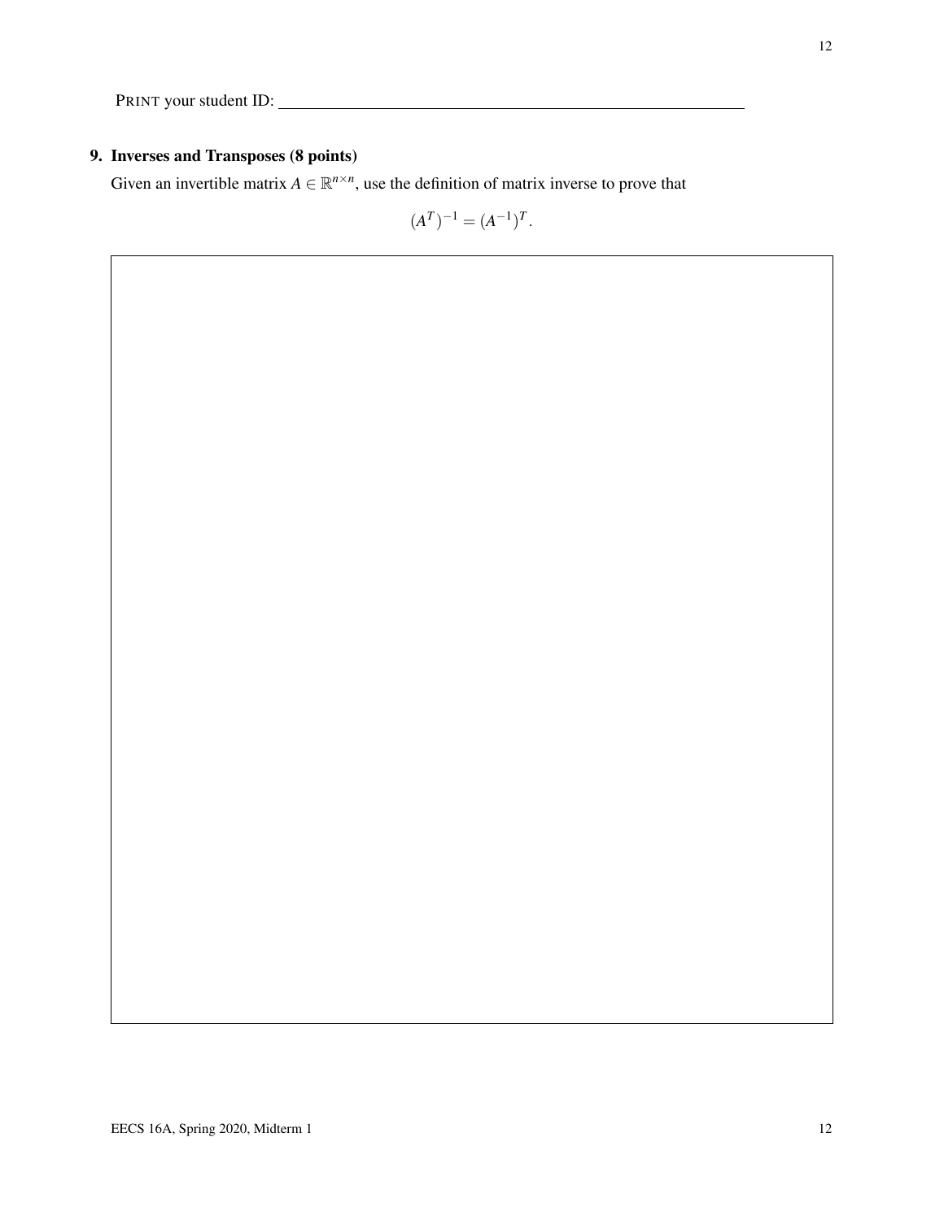PRINT your student ID: \_\_\_\_\_\_\_\_\_\_\_\_\_\_\_\_\_\_\_\_\_\_\_\_\_\_\_\_\_\_\_\_\_\_\_\_\_\_\_\_

**9. Inverses and Transposes (8 points)**

Given an invertible matrix $A \in \mathbb{R}^{n \times n}$, use the definition of matrix inverse to prove that

$$(A^T)^{-1} = (A^{-1})^T.$$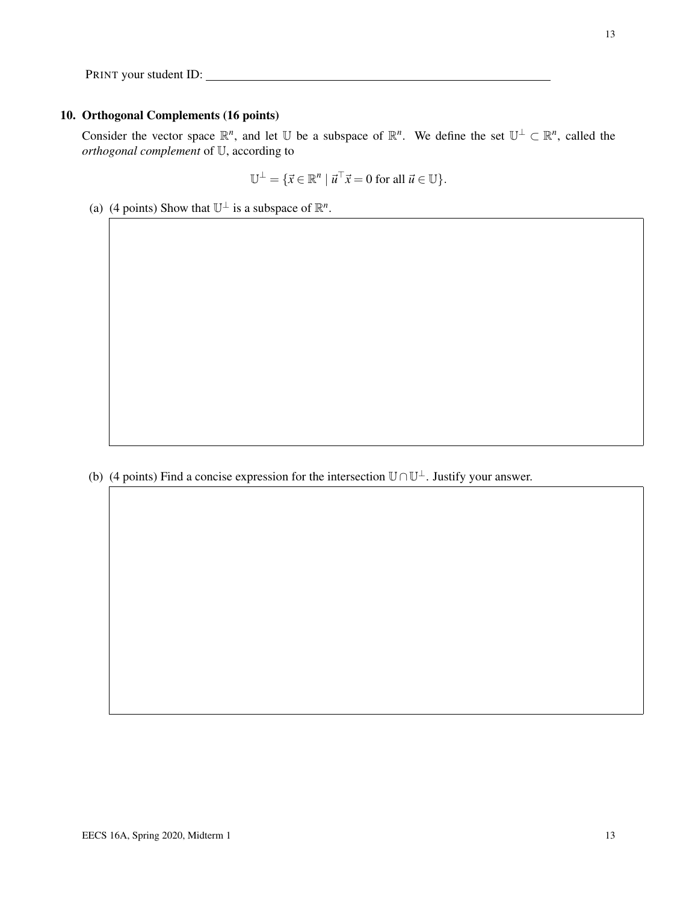PRINT your student ID: ______________________________

## 10. Orthogonal Complements (16 points)

Consider the vector space $\mathbb{R}^n$, and let $\mathbb{U}$ be a subspace of $\mathbb{R}^n$. We define the set $\mathbb{U}^\perp \subset \mathbb{R}^n$, called the *orthogonal complement* of $\mathbb{U}$, according to

$$\mathbb{U}^\perp = \{\vec{x} \in \mathbb{R}^n \mid \vec{u}^\top \vec{x} = 0 \text{ for all } \vec{u} \in \mathbb{U}\}.$$

(a) (4 points) Show that $\mathbb{U}^\perp$ is a subspace of $\mathbb{R}^n$.

(b) (4 points) Find a concise expression for the intersection $\mathbb{U} \cap \mathbb{U}^\perp$. Justify your answer.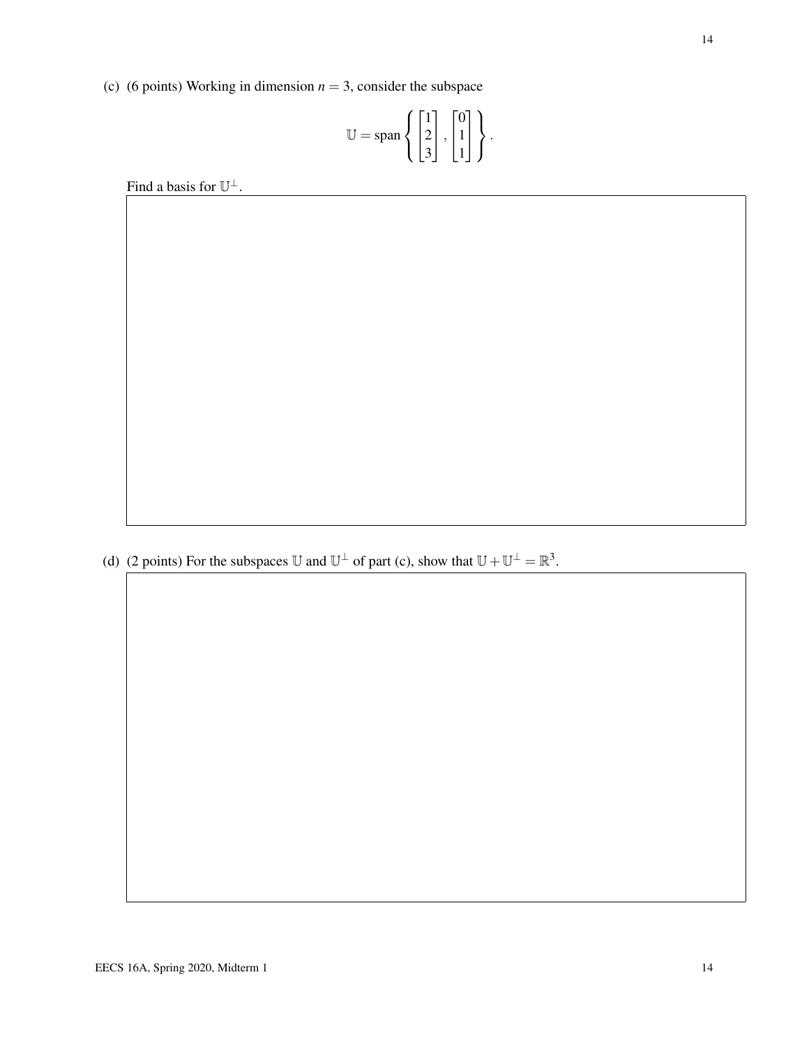(c) (6 points) Working in dimension $n = 3$, consider the subspace

$$\mathbb{U} = \text{span}\left\{ \begin{bmatrix} 1 \\ 2 \\ 3 \end{bmatrix}, \begin{bmatrix} 0 \\ 1 \\ 1 \end{bmatrix} \right\}.$$

Find a basis for $\mathbb{U}^{\perp}$.

(d) (2 points) For the subspaces $\mathbb{U}$ and $\mathbb{U}^{\perp}$ of part (c), show that $\mathbb{U} + \mathbb{U}^{\perp} = \mathbb{R}^3$.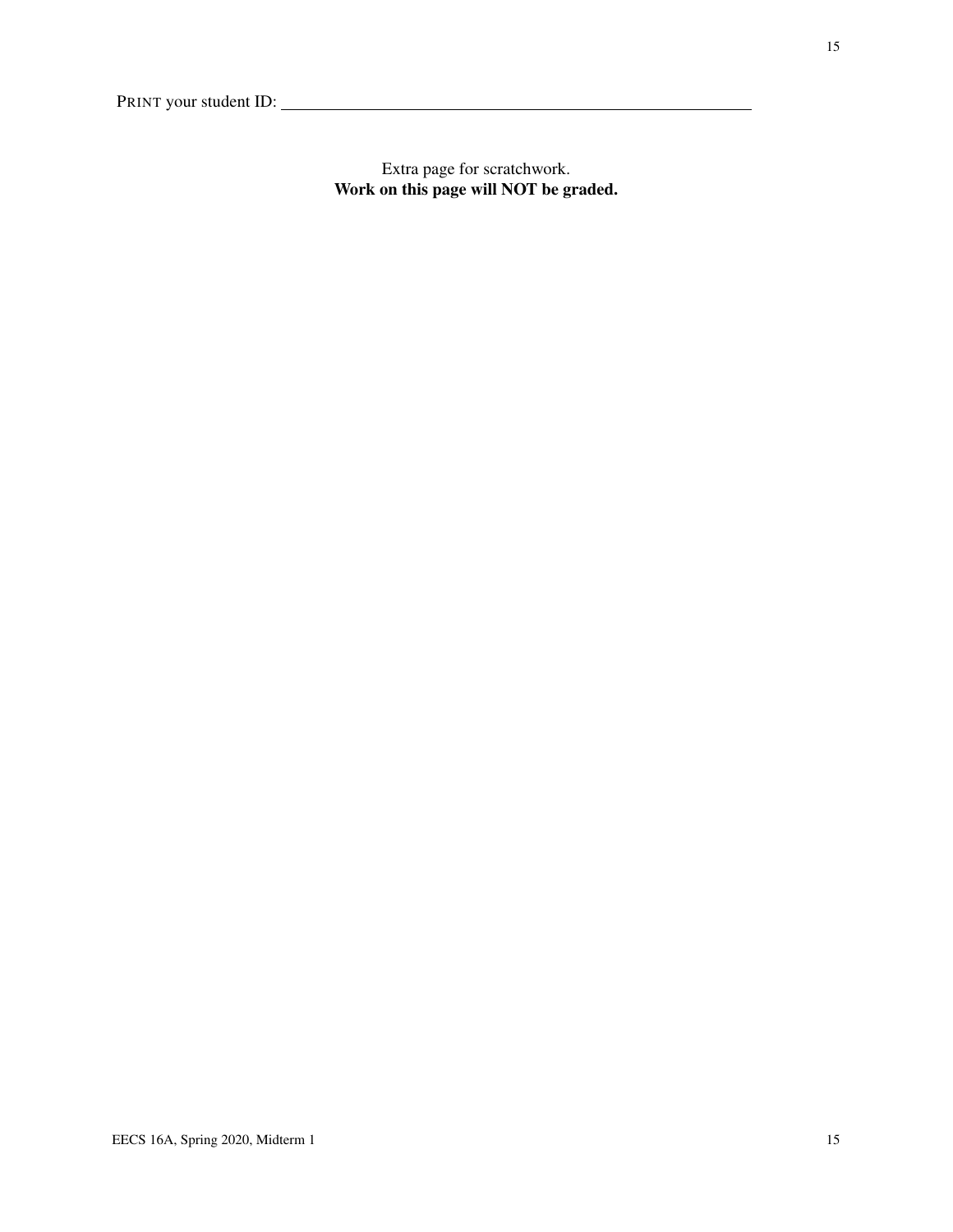PRINT your student ID: \_\_\_\_\_\_\_\_\_\_\_\_\_\_\_\_\_\_\_\_\_\_\_\_\_\_\_\_\_\_\_\_\_\_\_\_\_\_\_\_

Extra page for scratchwork.
**Work on this page will NOT be graded.**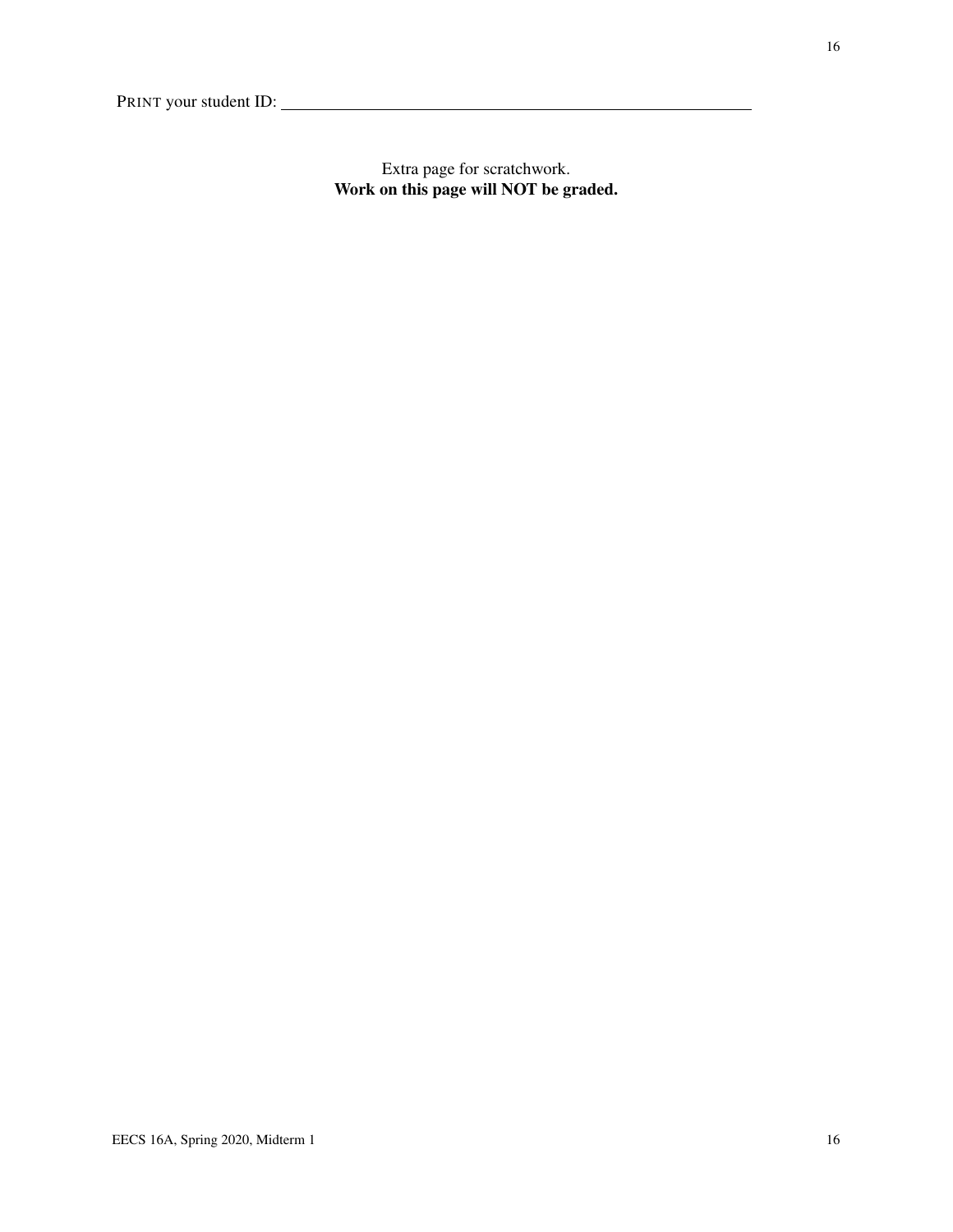PRINT your student ID: ____________________

Extra page for scratchwork.
**Work on this page will NOT be graded.**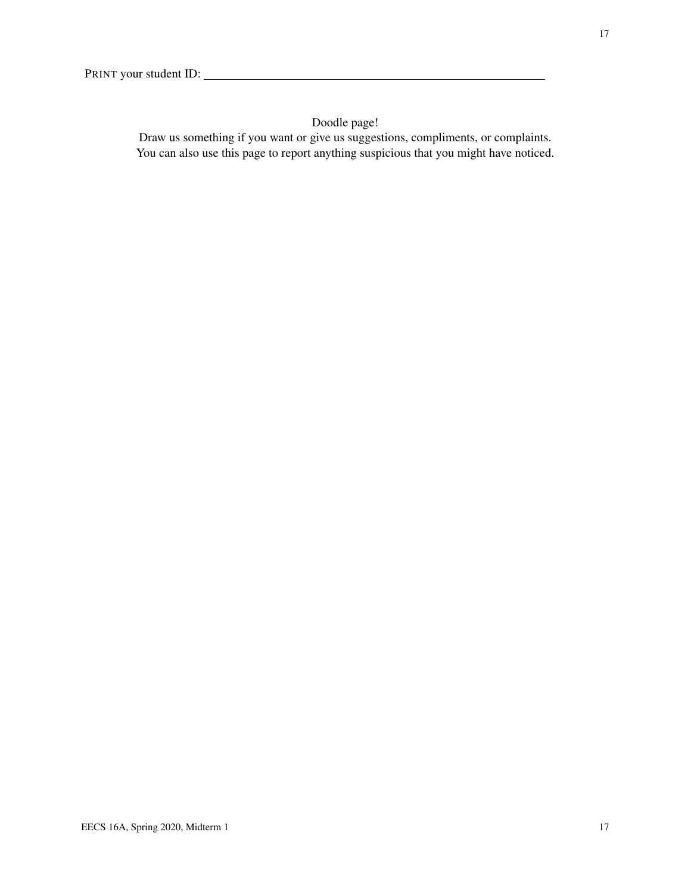PRINT your student ID: ____________________________________________

Doodle page!

Draw us something if you want or give us suggestions, compliments, or complaints.
You can also use this page to report anything suspicious that you might have noticed.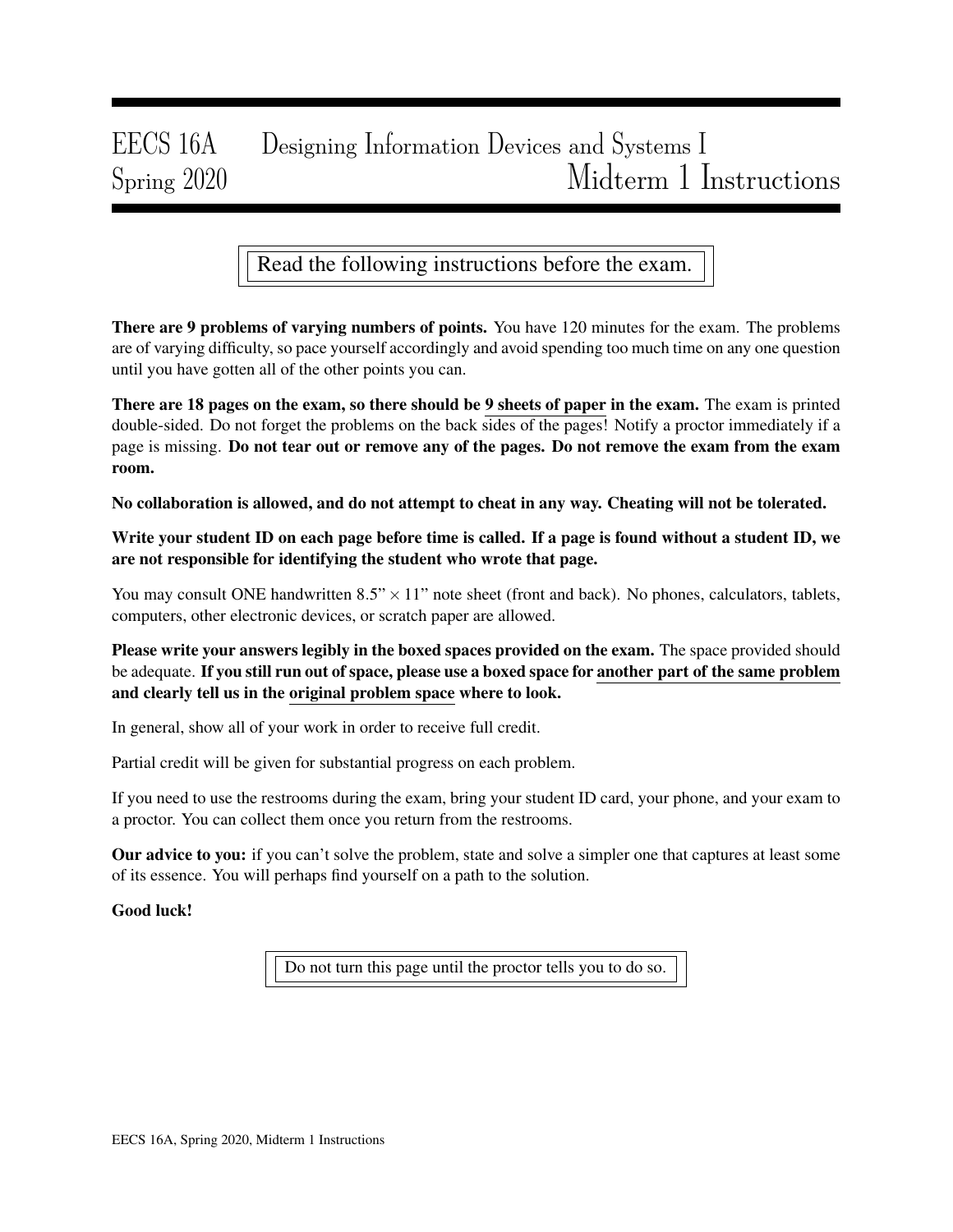# EECS 16A Designing Information Devices and Systems I
# Spring 2020 Midterm 1 Instructions

**Read the following instructions before the exam.**

**There are 9 problems of varying numbers of points.** You have 120 minutes for the exam. The problems are of varying difficulty, so pace yourself accordingly and avoid spending too much time on any one question until you have gotten all of the other points you can.

**There are 18 pages on the exam, so there should be 9 sheets of paper in the exam.** The exam is printed double-sided. Do not forget the problems on the back sides of the pages! Notify a proctor immediately if a page is missing. **Do not tear out or remove any of the pages. Do not remove the exam from the exam room.**

**No collaboration is allowed, and do not attempt to cheat in any way. Cheating will not be tolerated.**

**Write your student ID on each page before time is called. If a page is found without a student ID, we are not responsible for identifying the student who wrote that page.**

You may consult ONE handwritten 8.5" $\times$ 11" note sheet (front and back). No phones, calculators, tablets, computers, other electronic devices, or scratch paper are allowed.

**Please write your answers legibly in the boxed spaces provided on the exam.** The space provided should be adequate. **If you still run out of space, please use a boxed space for another part of the same problem and clearly tell us in the original problem space where to look.**

In general, show all of your work in order to receive full credit.

Partial credit will be given for substantial progress on each problem.

If you need to use the restrooms during the exam, bring your student ID card, your phone, and your exam to a proctor. You can collect them once you return from the restrooms.

**Our advice to you:** if you can't solve the problem, state and solve a simpler one that captures at least some of its essence. You will perhaps find yourself on a path to the solution.

**Good luck!**

Do not turn this page until the proctor tells you to do so.